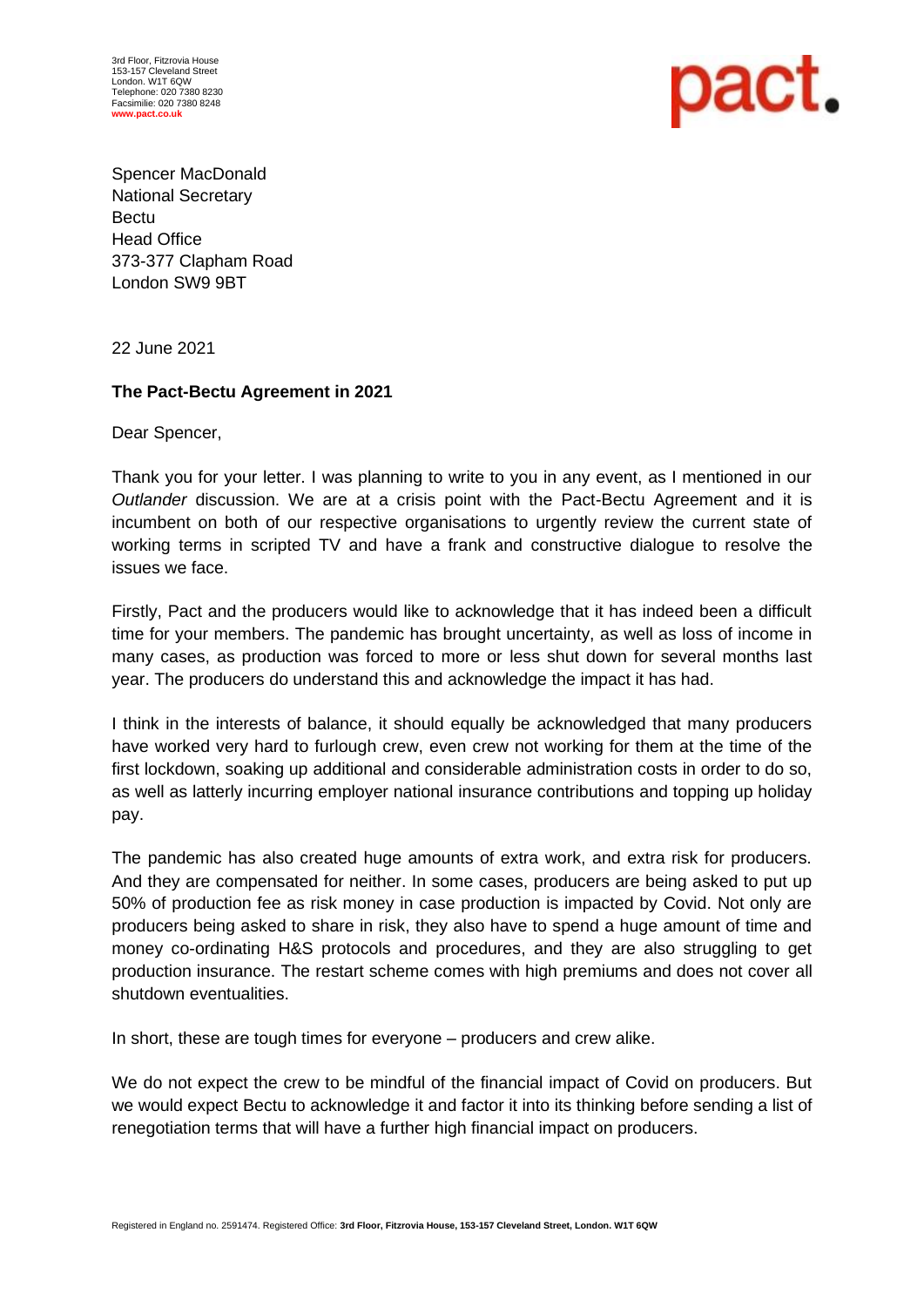3rd Floor, Fitzrovia House
153-157 Cleveland Street
London. W1T 6QW
Telephone: 020 7380 8230
Facsimilie: 020 7380 8248
www.pact.co.uk

pact.

Spencer MacDonald
National Secretary
Bectu
Head Office
373-377 Clapham Road
London SW9 9BT

22 June 2021

**The Pact-Bectu Agreement in 2021**

Dear Spencer,

Thank you for your letter. I was planning to write to you in any event, as I mentioned in our *Outlander* discussion. We are at a crisis point with the Pact-Bectu Agreement and it is incumbent on both of our respective organisations to urgently review the current state of working terms in scripted TV and have a frank and constructive dialogue to resolve the issues we face.

Firstly, Pact and the producers would like to acknowledge that it has indeed been a difficult time for your members. The pandemic has brought uncertainty, as well as loss of income in many cases, as production was forced to more or less shut down for several months last year. The producers do understand this and acknowledge the impact it has had.

I think in the interests of balance, it should equally be acknowledged that many producers have worked very hard to furlough crew, even crew not working for them at the time of the first lockdown, soaking up additional and considerable administration costs in order to do so, as well as latterly incurring employer national insurance contributions and topping up holiday pay.

The pandemic has also created huge amounts of extra work, and extra risk for producers. And they are compensated for neither. In some cases, producers are being asked to put up 50% of production fee as risk money in case production is impacted by Covid. Not only are producers being asked to share in risk, they also have to spend a huge amount of time and money co-ordinating H&S protocols and procedures, and they are also struggling to get production insurance. The restart scheme comes with high premiums and does not cover all shutdown eventualities.

In short, these are tough times for everyone – producers and crew alike.

We do not expect the crew to be mindful of the financial impact of Covid on producers. But we would expect Bectu to acknowledge it and factor it into its thinking before sending a list of renegotiation terms that will have a further high financial impact on producers.

Registered in England no. 2591474. Registered Office: **3rd Floor, Fitzrovia House, 153-157 Cleveland Street, London. W1T 6QW**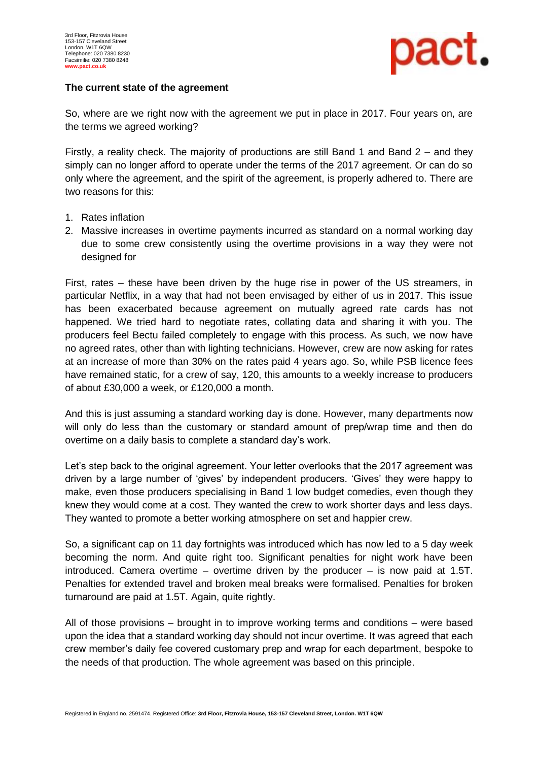### The current state of the agreement

So, where are we right now with the agreement we put in place in 2017. Four years on, are the terms we agreed working?

Firstly, a reality check. The majority of productions are still Band 1 and Band 2 – and they simply can no longer afford to operate under the terms of the 2017 agreement. Or can do so only where the agreement, and the spirit of the agreement, is properly adhered to. There are two reasons for this:

1. Rates inflation
2. Massive increases in overtime payments incurred as standard on a normal working day due to some crew consistently using the overtime provisions in a way they were not designed for

First, rates – these have been driven by the huge rise in power of the US streamers, in particular Netflix, in a way that had not been envisaged by either of us in 2017. This issue has been exacerbated because agreement on mutually agreed rate cards has not happened. We tried hard to negotiate rates, collating data and sharing it with you. The producers feel Bectu failed completely to engage with this process. As such, we now have no agreed rates, other than with lighting technicians. However, crew are now asking for rates at an increase of more than 30% on the rates paid 4 years ago. So, while PSB licence fees have remained static, for a crew of say, 120, this amounts to a weekly increase to producers of about £30,000 a week, or £120,000 a month.

And this is just assuming a standard working day is done. However, many departments now will only do less than the customary or standard amount of prep/wrap time and then do overtime on a daily basis to complete a standard day's work.

Let's step back to the original agreement. Your letter overlooks that the 2017 agreement was driven by a large number of 'gives' by independent producers. 'Gives' they were happy to make, even those producers specialising in Band 1 low budget comedies, even though they knew they would come at a cost. They wanted the crew to work shorter days and less days. They wanted to promote a better working atmosphere on set and happier crew.

So, a significant cap on 11 day fortnights was introduced which has now led to a 5 day week becoming the norm. And quite right too. Significant penalties for night work have been introduced. Camera overtime – overtime driven by the producer – is now paid at 1.5T. Penalties for extended travel and broken meal breaks were formalised. Penalties for broken turnaround are paid at 1.5T. Again, quite rightly.

All of those provisions – brought in to improve working terms and conditions – were based upon the idea that a standard working day should not incur overtime. It was agreed that each crew member's daily fee covered customary prep and wrap for each department, bespoke to the needs of that production. The whole agreement was based on this principle.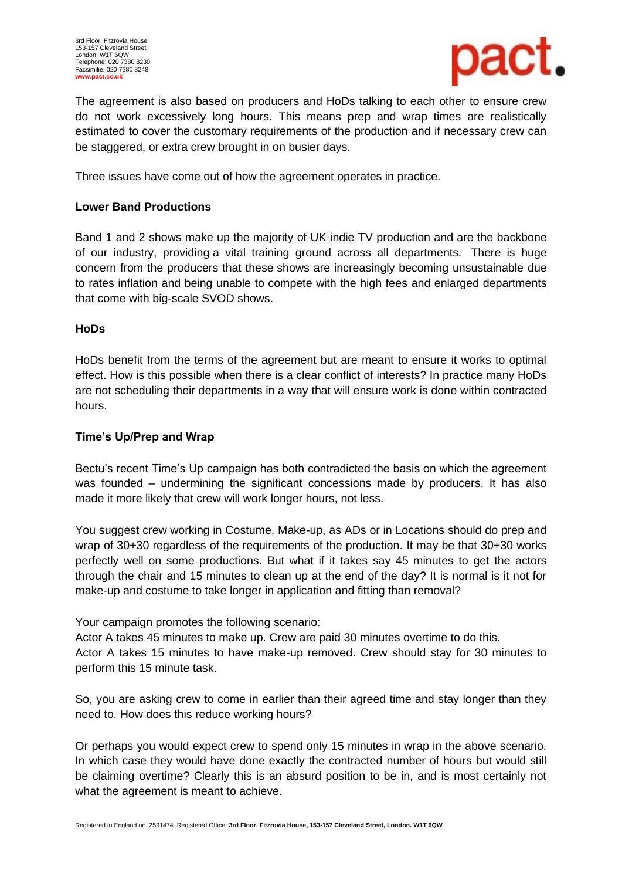The agreement is also based on producers and HoDs talking to each other to ensure crew do not work excessively long hours. This means prep and wrap times are realistically estimated to cover the customary requirements of the production and if necessary crew can be staggered, or extra crew brought in on busier days.

Three issues have come out of how the agreement operates in practice.

**Lower Band Productions**

Band 1 and 2 shows make up the majority of UK indie TV production and are the backbone of our industry, providing a vital training ground across all departments. There is huge concern from the producers that these shows are increasingly becoming unsustainable due to rates inflation and being unable to compete with the high fees and enlarged departments that come with big-scale SVOD shows.

**HoDs**

HoDs benefit from the terms of the agreement but are meant to ensure it works to optimal effect. How is this possible when there is a clear conflict of interests? In practice many HoDs are not scheduling their departments in a way that will ensure work is done within contracted hours.

**Time's Up/Prep and Wrap**

Bectu's recent Time's Up campaign has both contradicted the basis on which the agreement was founded – undermining the significant concessions made by producers. It has also made it more likely that crew will work longer hours, not less.

You suggest crew working in Costume, Make-up, as ADs or in Locations should do prep and wrap of 30+30 regardless of the requirements of the production. It may be that 30+30 works perfectly well on some productions. But what if it takes say 45 minutes to get the actors through the chair and 15 minutes to clean up at the end of the day? It is normal is it not for make-up and costume to take longer in application and fitting than removal?

Your campaign promotes the following scenario:
Actor A takes 45 minutes to make up. Crew are paid 30 minutes overtime to do this.
Actor A takes 15 minutes to have make-up removed. Crew should stay for 30 minutes to perform this 15 minute task.

So, you are asking crew to come in earlier than their agreed time and stay longer than they need to. How does this reduce working hours?

Or perhaps you would expect crew to spend only 15 minutes in wrap in the above scenario. In which case they would have done exactly the contracted number of hours but would still be claiming overtime? Clearly this is an absurd position to be in, and is most certainly not what the agreement is meant to achieve.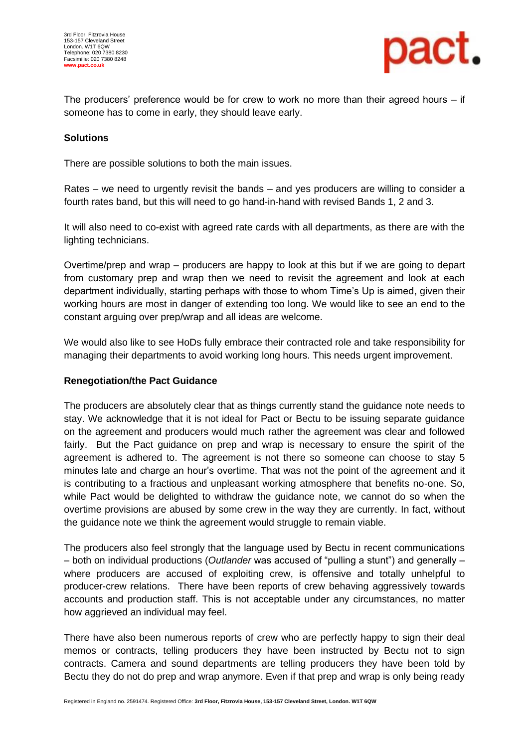The producers' preference would be for crew to work no more than their agreed hours – if someone has to come in early, they should leave early.

**Solutions**

There are possible solutions to both the main issues.

Rates – we need to urgently revisit the bands – and yes producers are willing to consider a fourth rates band, but this will need to go hand-in-hand with revised Bands 1, 2 and 3.

It will also need to co-exist with agreed rate cards with all departments, as there are with the lighting technicians.

Overtime/prep and wrap – producers are happy to look at this but if we are going to depart from customary prep and wrap then we need to revisit the agreement and look at each department individually, starting perhaps with those to whom Time's Up is aimed, given their working hours are most in danger of extending too long. We would like to see an end to the constant arguing over prep/wrap and all ideas are welcome.

We would also like to see HoDs fully embrace their contracted role and take responsibility for managing their departments to avoid working long hours. This needs urgent improvement.

**Renegotiation/the Pact Guidance**

The producers are absolutely clear that as things currently stand the guidance note needs to stay. We acknowledge that it is not ideal for Pact or Bectu to be issuing separate guidance on the agreement and producers would much rather the agreement was clear and followed fairly. But the Pact guidance on prep and wrap is necessary to ensure the spirit of the agreement is adhered to. The agreement is not there so someone can choose to stay 5 minutes late and charge an hour's overtime. That was not the point of the agreement and it is contributing to a fractious and unpleasant working atmosphere that benefits no-one. So, while Pact would be delighted to withdraw the guidance note, we cannot do so when the overtime provisions are abused by some crew in the way they are currently. In fact, without the guidance note we think the agreement would struggle to remain viable.

The producers also feel strongly that the language used by Bectu in recent communications – both on individual productions (*Outlander* was accused of "pulling a stunt") and generally – where producers are accused of exploiting crew, is offensive and totally unhelpful to producer-crew relations. There have been reports of crew behaving aggressively towards accounts and production staff. This is not acceptable under any circumstances, no matter how aggrieved an individual may feel.

There have also been numerous reports of crew who are perfectly happy to sign their deal memos or contracts, telling producers they have been instructed by Bectu not to sign contracts. Camera and sound departments are telling producers they have been told by Bectu they do not do prep and wrap anymore. Even if that prep and wrap is only being ready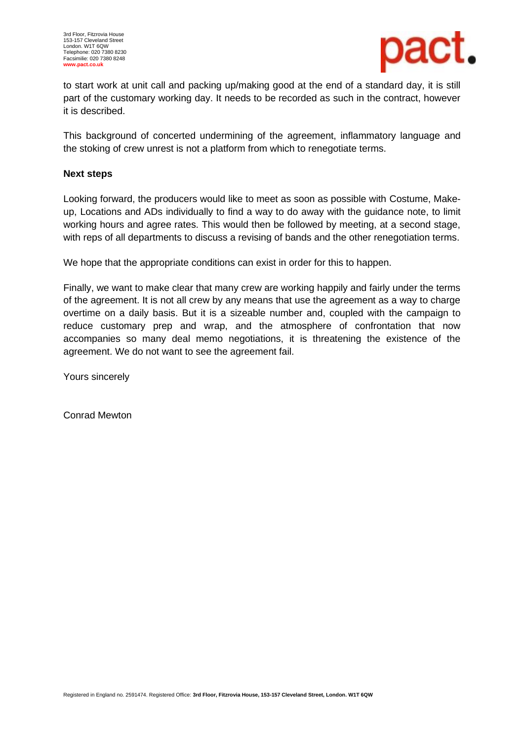to start work at unit call and packing up/making good at the end of a standard day, it is still part of the customary working day. It needs to be recorded as such in the contract, however it is described.

This background of concerted undermining of the agreement, inflammatory language and the stoking of crew unrest is not a platform from which to renegotiate terms.

**Next steps**

Looking forward, the producers would like to meet as soon as possible with Costume, Make-up, Locations and ADs individually to find a way to do away with the guidance note, to limit working hours and agree rates. This would then be followed by meeting, at a second stage, with reps of all departments to discuss a revising of bands and the other renegotiation terms.

We hope that the appropriate conditions can exist in order for this to happen.

Finally, we want to make clear that many crew are working happily and fairly under the terms of the agreement. It is not all crew by any means that use the agreement as a way to charge overtime on a daily basis. But it is a sizeable number and, coupled with the campaign to reduce customary prep and wrap, and the atmosphere of confrontation that now accompanies so many deal memo negotiations, it is threatening the existence of the agreement. We do not want to see the agreement fail.

Yours sincerely

Conrad Mewton